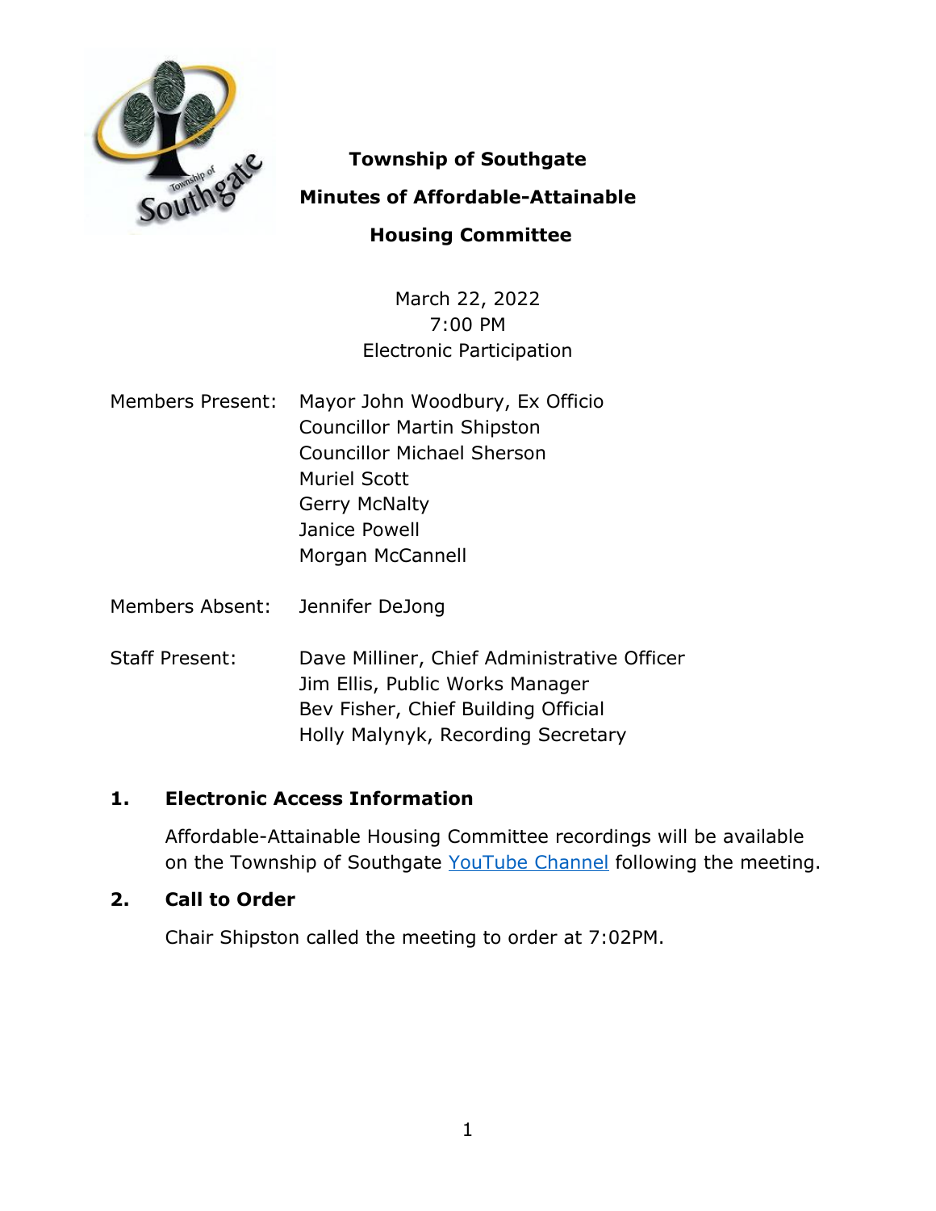# Township of Southgate

## Minutes of Affordable-Attainable Housing Committee

March 22, 2022
7:00 PM
Electronic Participation

Members Present: Mayor John Woodbury, Ex Officio
Councillor Martin Shipston
Councillor Michael Sherson
Muriel Scott
Gerry McNalty
Janice Powell
Morgan McCannell

Members Absent: Jennifer DeJong

Staff Present: Dave Milliner, Chief Administrative Officer
Jim Ellis, Public Works Manager
Bev Fisher, Chief Building Official
Holly Malynyk, Recording Secretary

## 1. Electronic Access Information

Affordable-Attainable Housing Committee recordings will be available on the Township of Southgate YouTube Channel following the meeting.

## 2. Call to Order

Chair Shipston called the meeting to order at 7:02PM.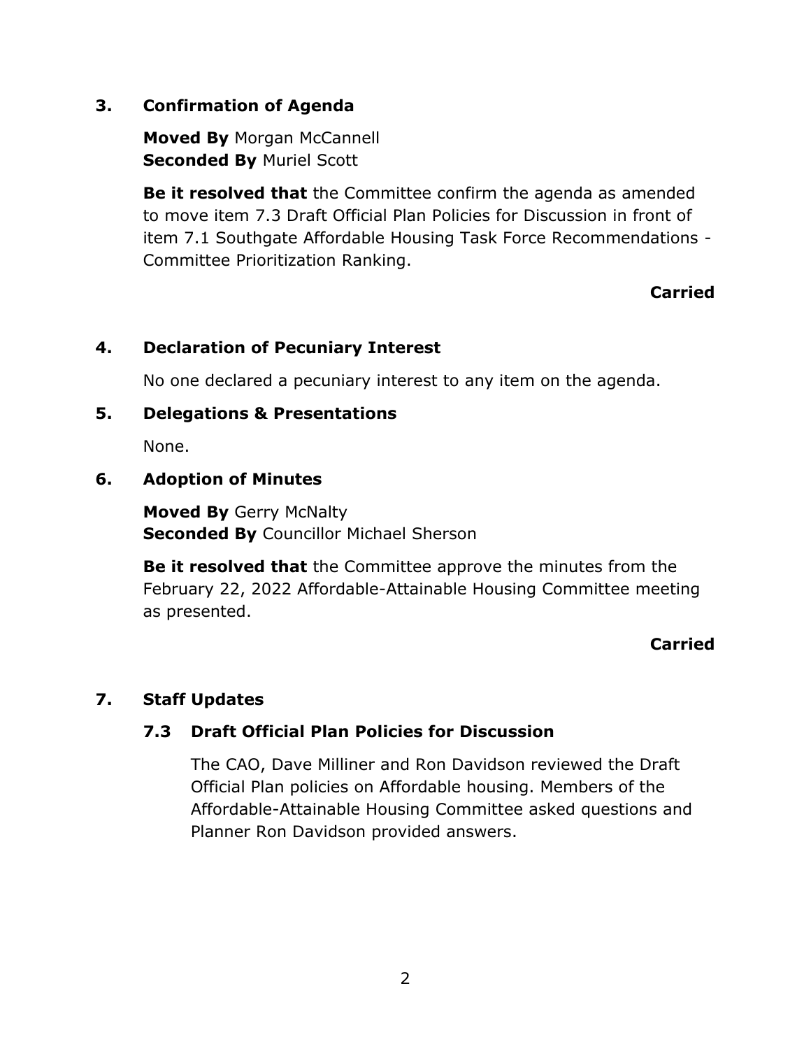## 3. Confirmation of Agenda

**Moved By** Morgan McCannell
**Seconded By** Muriel Scott

**Be it resolved that** the Committee confirm the agenda as amended to move item 7.3 Draft Official Plan Policies for Discussion in front of item 7.1 Southgate Affordable Housing Task Force Recommendations - Committee Prioritization Ranking.

**Carried**

## 4. Declaration of Pecuniary Interest

No one declared a pecuniary interest to any item on the agenda.

## 5. Delegations & Presentations

None.

## 6. Adoption of Minutes

**Moved By** Gerry McNalty
**Seconded By** Councillor Michael Sherson

**Be it resolved that** the Committee approve the minutes from the February 22, 2022 Affordable-Attainable Housing Committee meeting as presented.

**Carried**

## 7. Staff Updates

### 7.3 Draft Official Plan Policies for Discussion

The CAO, Dave Milliner and Ron Davidson reviewed the Draft Official Plan policies on Affordable housing. Members of the Affordable-Attainable Housing Committee asked questions and Planner Ron Davidson provided answers.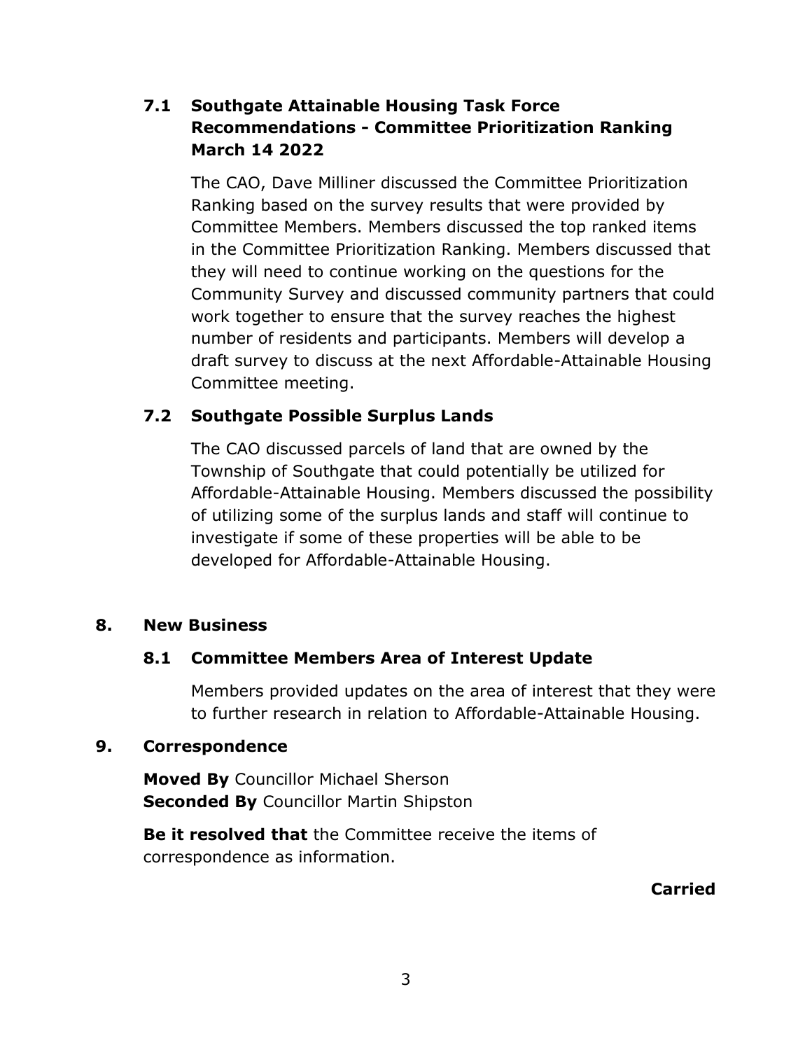### 7.1 Southgate Attainable Housing Task Force Recommendations - Committee Prioritization Ranking March 14 2022

The CAO, Dave Milliner discussed the Committee Prioritization Ranking based on the survey results that were provided by Committee Members. Members discussed the top ranked items in the Committee Prioritization Ranking. Members discussed that they will need to continue working on the questions for the Community Survey and discussed community partners that could work together to ensure that the survey reaches the highest number of residents and participants. Members will develop a draft survey to discuss at the next Affordable-Attainable Housing Committee meeting.

### 7.2 Southgate Possible Surplus Lands

The CAO discussed parcels of land that are owned by the Township of Southgate that could potentially be utilized for Affordable-Attainable Housing. Members discussed the possibility of utilizing some of the surplus lands and staff will continue to investigate if some of these properties will be able to be developed for Affordable-Attainable Housing.

## 8. New Business

### 8.1 Committee Members Area of Interest Update

Members provided updates on the area of interest that they were to further research in relation to Affordable-Attainable Housing.

## 9. Correspondence

**Moved By** Councillor Michael Sherson
**Seconded By** Councillor Martin Shipston

**Be it resolved that** the Committee receive the items of correspondence as information.

**Carried**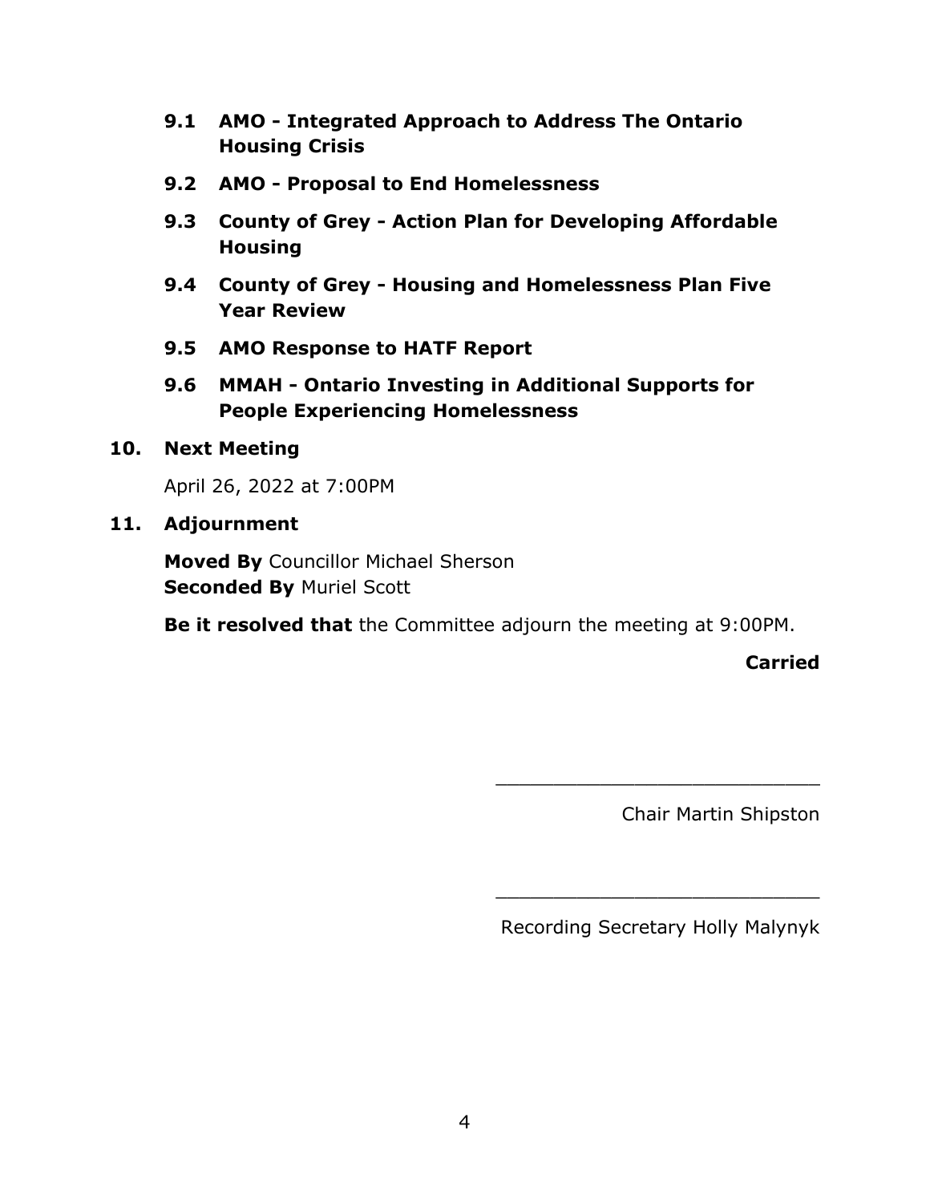### 9.1 AMO - Integrated Approach to Address The Ontario Housing Crisis

### 9.2 AMO - Proposal to End Homelessness

### 9.3 County of Grey - Action Plan for Developing Affordable Housing

### 9.4 County of Grey - Housing and Homelessness Plan Five Year Review

### 9.5 AMO Response to HATF Report

### 9.6 MMAH - Ontario Investing in Additional Supports for People Experiencing Homelessness

## 10. Next Meeting

April 26, 2022 at 7:00PM

## 11. Adjournment

**Moved By** Councillor Michael Sherson
**Seconded By** Muriel Scott

**Be it resolved that** the Committee adjourn the meeting at 9:00PM.

**Carried**

\_\_\_\_\_\_\_\_\_\_\_\_\_\_\_\_\_\_\_\_\_\_\_\_\_\_\_\_

Chair Martin Shipston

\_\_\_\_\_\_\_\_\_\_\_\_\_\_\_\_\_\_\_\_\_\_\_\_\_\_\_\_

Recording Secretary Holly Malynyk